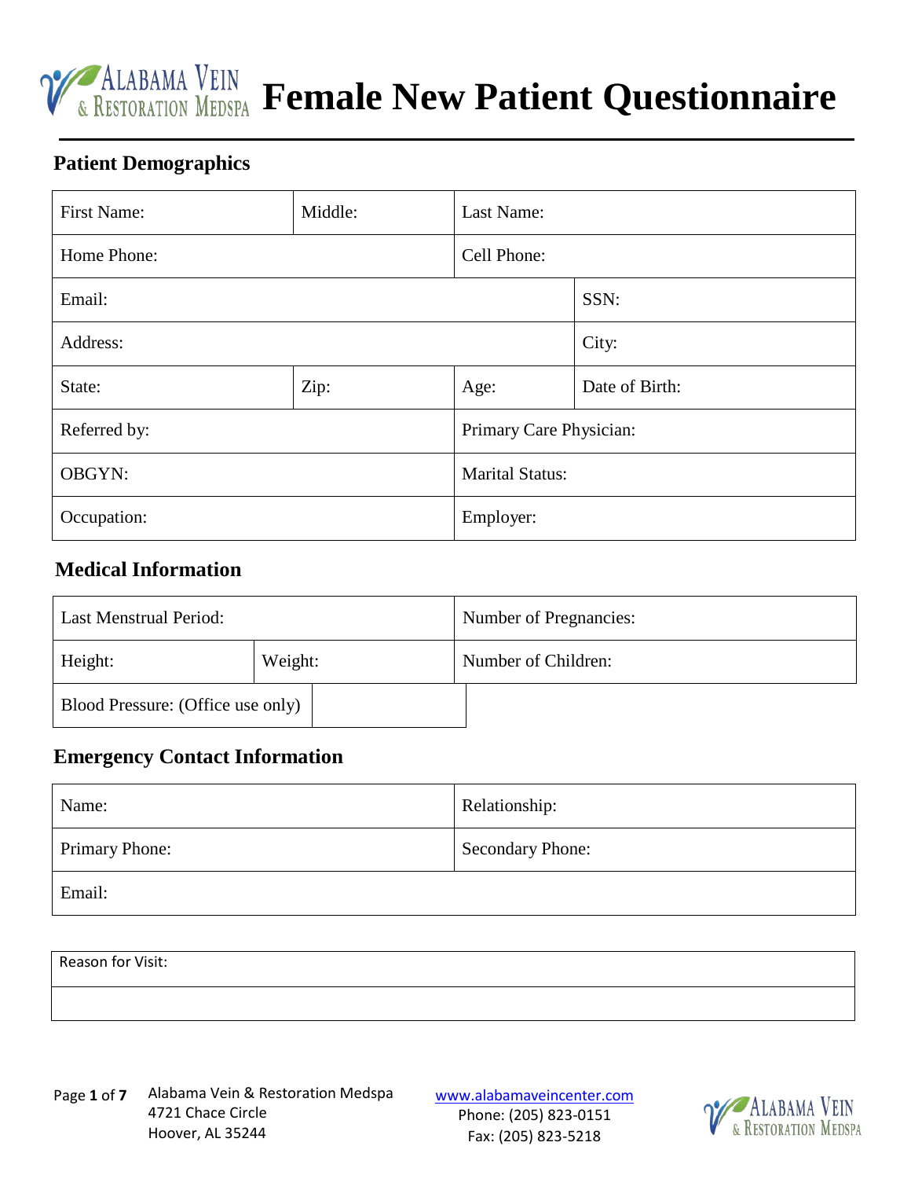# Female New Patient Questionnaire

## Patient Demographics

| First Name: | Middle: | Last Name: | |
|---|---|---|---|
| Home Phone: | | Cell Phone: | |
| Email: | | | SSN: |
| Address: | | | City: |
| State: | Zip: | Age: | Date of Birth: |
| Referred by: | | Primary Care Physician: | |
| OBGYN: | | Marital Status: | |
| Occupation: | | Employer: | |

## Medical Information

| Last Menstrual Period: | | Number of Pregnancies: |
|---|---|---|
| Height: | Weight: | Number of Children: |
| Blood Pressure: (Office use only) | | |

## Emergency Contact Information

| Name: | Relationship: |
|---|---|
| Primary Phone: | Secondary Phone: |
| Email: | |

| Reason for Visit: |
|---|
| |

Alabama Vein & Restoration Medspa
4721 Chace Circle
Hoover, AL 35244

www.alabamaveincenter.com
Phone: (205) 823-0151
Fax: (205) 823-5218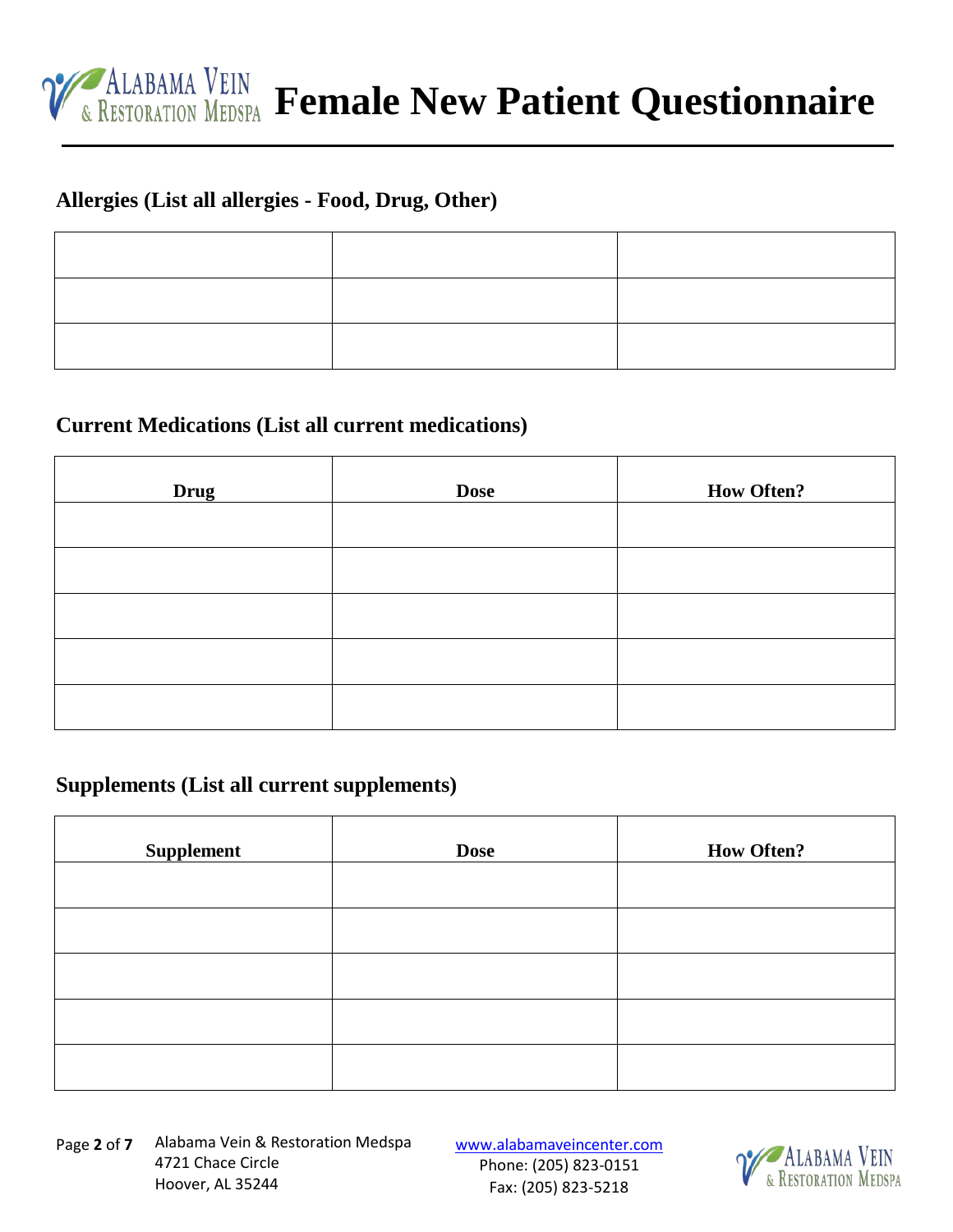# Female New Patient Questionnaire

## Allergies (List all allergies - Food, Drug, Other)

| | | |
|---|---|---|
| | | |
| | | |
| | | |

## Current Medications (List all current medications)

| Drug | Dose | How Often? |
|---|---|---|
| | | |
| | | |
| | | |
| | | |
| | | |

## Supplements (List all current supplements)

| Supplement | Dose | How Often? |
|---|---|---|
| | | |
| | | |
| | | |
| | | |
| | | |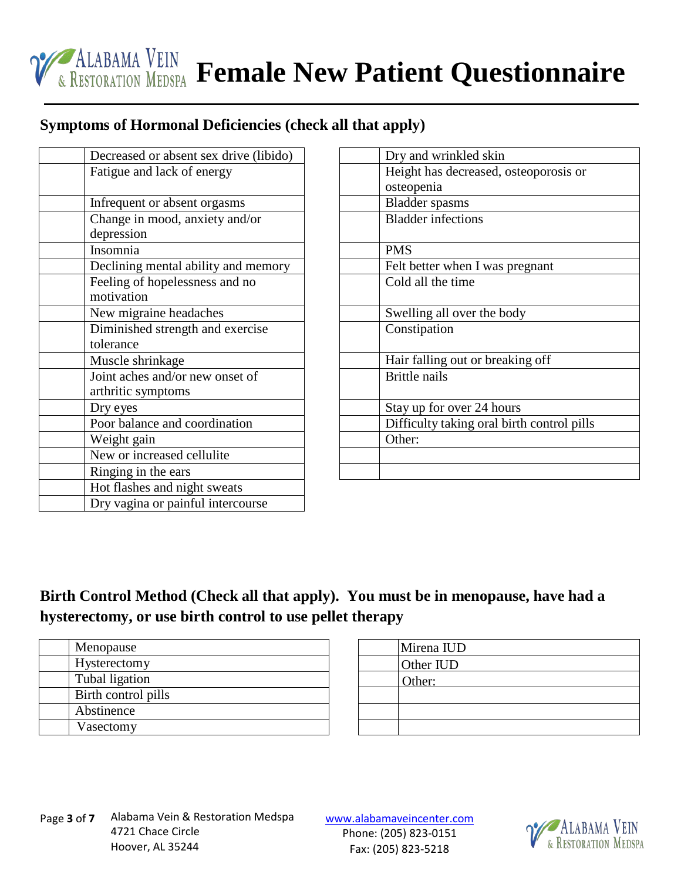# Female New Patient Questionnaire

## Symptoms of Hormonal Deficiencies (check all that apply)

| | |
|---|---|
| | Decreased or absent sex drive (libido) |
| | Fatigue and lack of energy |
| | Infrequent or absent orgasms |
| | Change in mood, anxiety and/or depression |
| | Insomnia |
| | Declining mental ability and memory |
| | Feeling of hopelessness and no motivation |
| | New migraine headaches |
| | Diminished strength and exercise tolerance |
| | Muscle shrinkage |
| | Joint aches and/or new onset of arthritic symptoms |
| | Dry eyes |
| | Poor balance and coordination |
| | Weight gain |
| | New or increased cellulite |
| | Ringing in the ears |
| | Hot flashes and night sweats |
| | Dry vagina or painful intercourse |

| | |
|---|---|
| | Dry and wrinkled skin |
| | Height has decreased, osteoporosis or osteopenia |
| | Bladder spasms |
| | Bladder infections |
| | PMS |
| | Felt better when I was pregnant |
| | Cold all the time |
| | Swelling all over the body |
| | Constipation |
| | Hair falling out or breaking off |
| | Brittle nails |
| | Stay up for over 24 hours |
| | Difficulty taking oral birth control pills |
| | Other: |
| | |
| | |

## Birth Control Method (Check all that apply). You must be in menopause, have had a hysterectomy, or use birth control to use pellet therapy

| | |
|---|---|
| | Menopause |
| | Hysterectomy |
| | Tubal ligation |
| | Birth control pills |
| | Abstinence |
| | Vasectomy |

| | |
|---|---|
| | Mirena IUD |
| | Other IUD |
| | Other: |
| | |
| | |
| | |

Alabama Vein & Restoration Medspa
4721 Chace Circle
Hoover, AL 35244

www.alabamaveincenter.com
Phone: (205) 823-0151
Fax: (205) 823-5218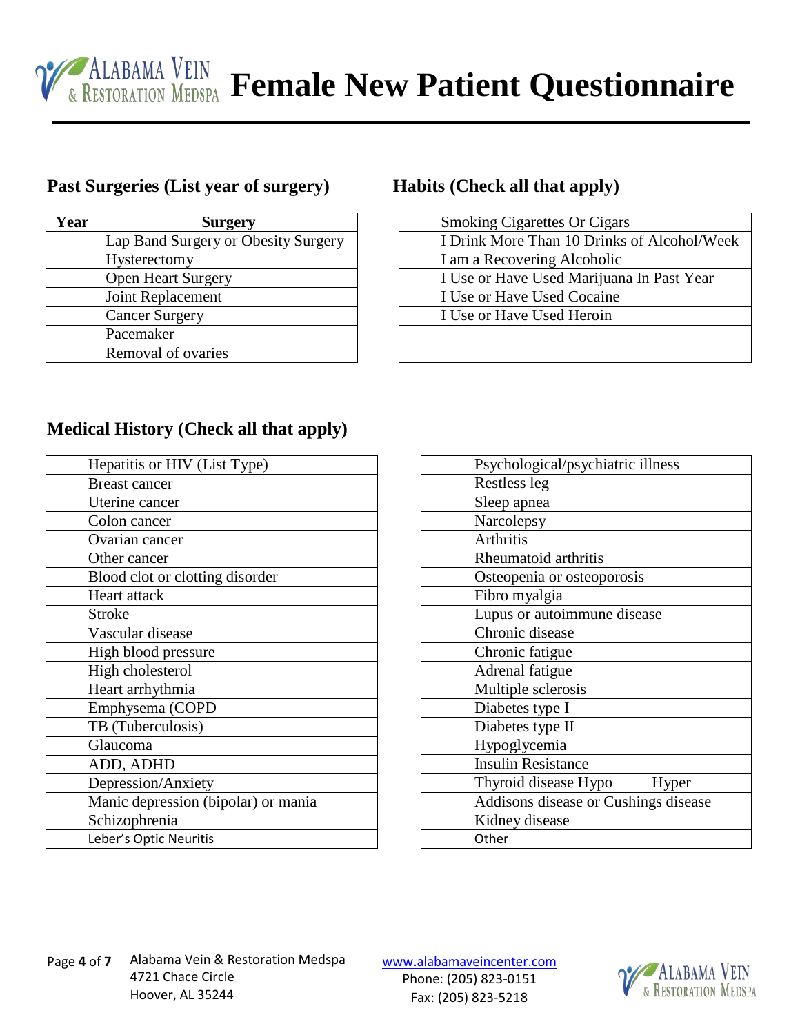# Female New Patient Questionnaire

## Past Surgeries (List year of surgery)

| Year | Surgery |
|---|---|
| | Lap Band Surgery or Obesity Surgery |
| | Hysterectomy |
| | Open Heart Surgery |
| | Joint Replacement |
| | Cancer Surgery |
| | Pacemaker |
| | Removal of ovaries |

## Habits (Check all that apply)

| | |
|---|---|
| | Smoking Cigarettes Or Cigars |
| | I Drink More Than 10 Drinks of Alcohol/Week |
| | I am a Recovering Alcoholic |
| | I Use or Have Used Marijuana In Past Year |
| | I Use or Have Used Cocaine |
| | I Use or Have Used Heroin |
| | |
| | |

## Medical History (Check all that apply)

| | |
|---|---|
| | Hepatitis or HIV (List Type) |
| | Breast cancer |
| | Uterine cancer |
| | Colon cancer |
| | Ovarian cancer |
| | Other cancer |
| | Blood clot or clotting disorder |
| | Heart attack |
| | Stroke |
| | Vascular disease |
| | High blood pressure |
| | High cholesterol |
| | Heart arrhythmia |
| | Emphysema (COPD |
| | TB (Tuberculosis) |
| | Glaucoma |
| | ADD, ADHD |
| | Depression/Anxiety |
| | Manic depression (bipolar) or mania |
| | Schizophrenia |
| | Leber's Optic Neuritis |

| | |
|---|---|
| | Psychological/psychiatric illness |
| | Restless leg |
| | Sleep apnea |
| | Narcolepsy |
| | Arthritis |
| | Rheumatoid arthritis |
| | Osteopenia or osteoporosis |
| | Fibro myalgia |
| | Lupus or autoimmune disease |
| | Chronic disease |
| | Chronic fatigue |
| | Adrenal fatigue |
| | Multiple sclerosis |
| | Diabetes type I |
| | Diabetes type II |
| | Hypoglycemia |
| | Insulin Resistance |
| | Thyroid disease Hypo Hyper |
| | Addisons disease or Cushings disease |
| | Kidney disease |
| | Other |

Alabama Vein & Restoration Medspa
4721 Chace Circle
Hoover, AL 35244

www.alabamaveincenter.com
Phone: (205) 823-0151
Fax: (205) 823-5218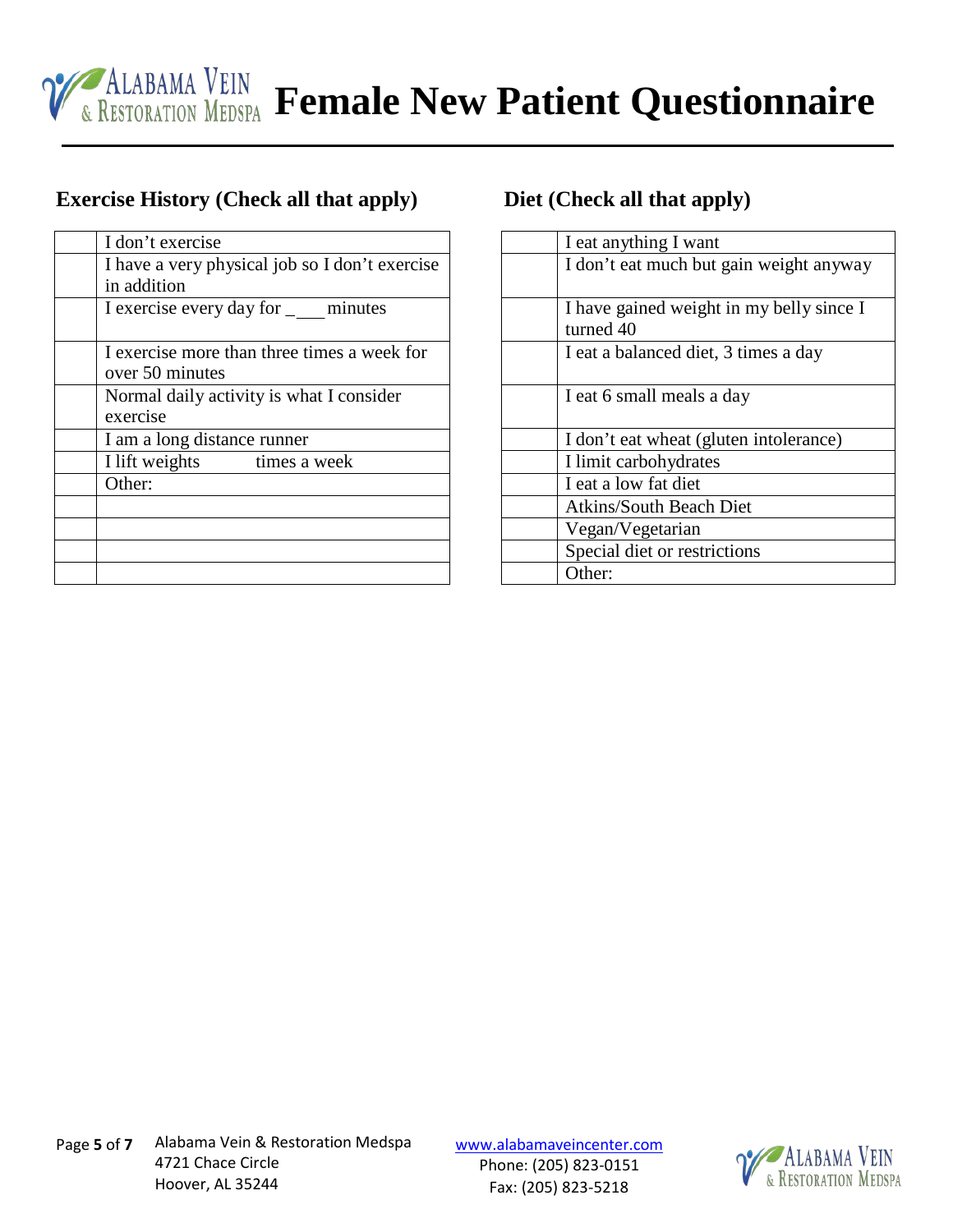# Female New Patient Questionnaire

## Exercise History (Check all that apply)

| | |
|---|---|
| | I don't exercise |
| | I have a very physical job so I don't exercise in addition |
| | I exercise every day for ____ minutes |
| | I exercise more than three times a week for over 50 minutes |
| | Normal daily activity is what I consider exercise |
| | I am a long distance runner |
| | I lift weights times a week |
| | Other: |
| | |
| | |
| | |
| | |

## Diet (Check all that apply)

| | |
|---|---|
| | I eat anything I want |
| | I don't eat much but gain weight anyway |
| | I have gained weight in my belly since I turned 40 |
| | I eat a balanced diet, 3 times a day |
| | I eat 6 small meals a day |
| | I don't eat wheat (gluten intolerance) |
| | I limit carbohydrates |
| | I eat a low fat diet |
| | Atkins/South Beach Diet |
| | Vegan/Vegetarian |
| | Special diet or restrictions |
| | Other: |

Alabama Vein & Restoration Medspa
4721 Chace Circle
Hoover, AL 35244

www.alabamaveincenter.com
Phone: (205) 823-0151
Fax: (205) 823-5218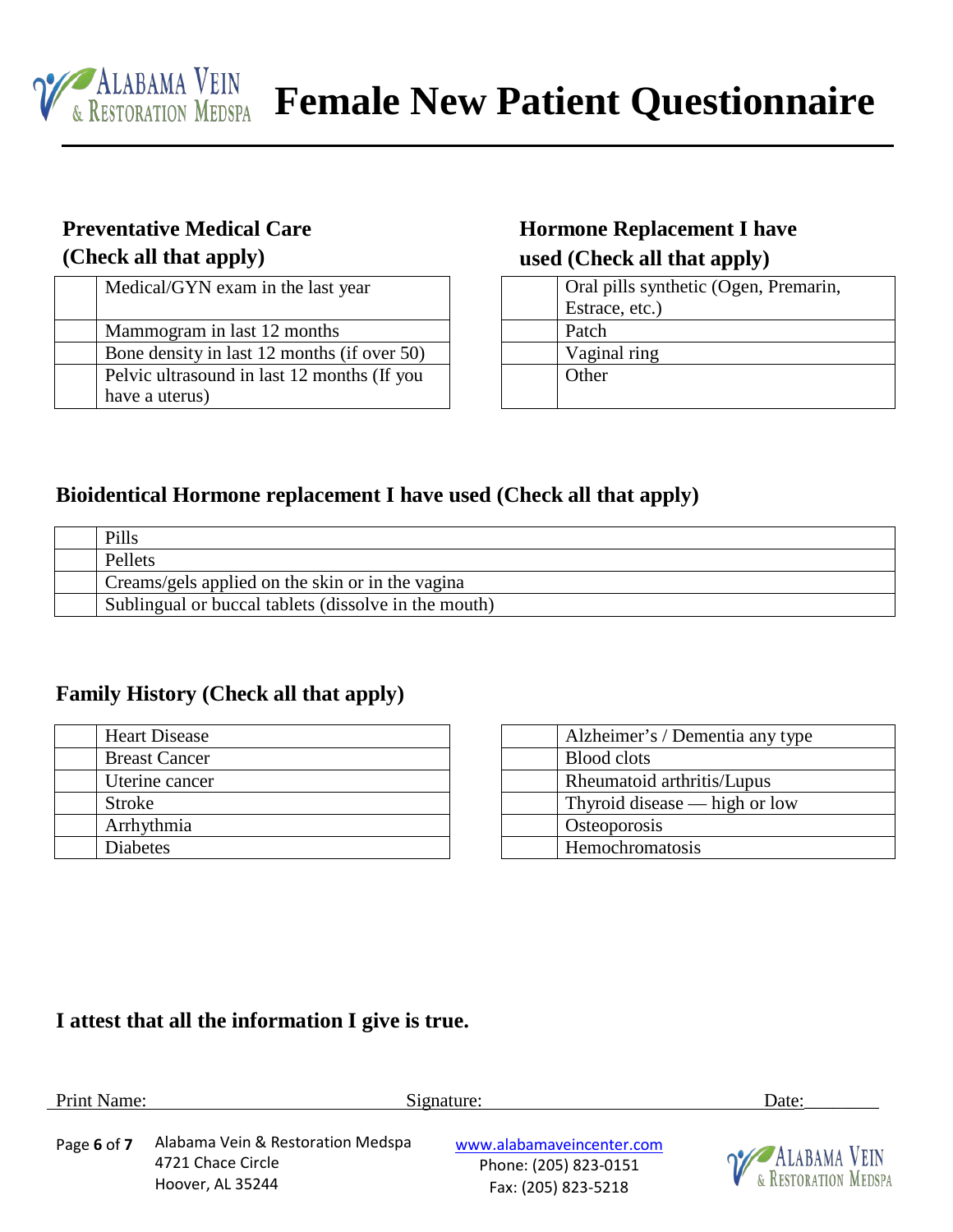# Female New Patient Questionnaire

### Preventative Medical Care (Check all that apply)

| | |
|---|---|
| | Medical/GYN exam in the last year |
| | Mammogram in last 12 months |
| | Bone density in last 12 months (if over 50) |
| | Pelvic ultrasound in last 12 months (If you have a uterus) |

### Hormone Replacement I have used (Check all that apply)

| | |
|---|---|
| | Oral pills synthetic (Ogen, Premarin, Estrace, etc.) |
| | Patch |
| | Vaginal ring |
| | Other |

### Bioidentical Hormone replacement I have used (Check all that apply)

| | |
|---|---|
| | Pills |
| | Pellets |
| | Creams/gels applied on the skin or in the vagina |
| | Sublingual or buccal tablets (dissolve in the mouth) |

### Family History (Check all that apply)

| | | | |
|---|---|---|---|
| | Heart Disease | | Alzheimer's / Dementia any type |
| | Breast Cancer | | Blood clots |
| | Uterine cancer | | Rheumatoid arthritis/Lupus |
| | Stroke | | Thyroid disease — high or low |
| | Arrhythmia | | Osteoporosis |
| | Diabetes | | Hemochromatosis |

**I attest that all the information I give is true.**

Print Name: ____________________ Signature: ____________________ Date:________

Alabama Vein & Restoration Medspa
4721 Chace Circle
Hoover, AL 35244

www.alabamaveincenter.com
Phone: (205) 823-0151
Fax: (205) 823-5218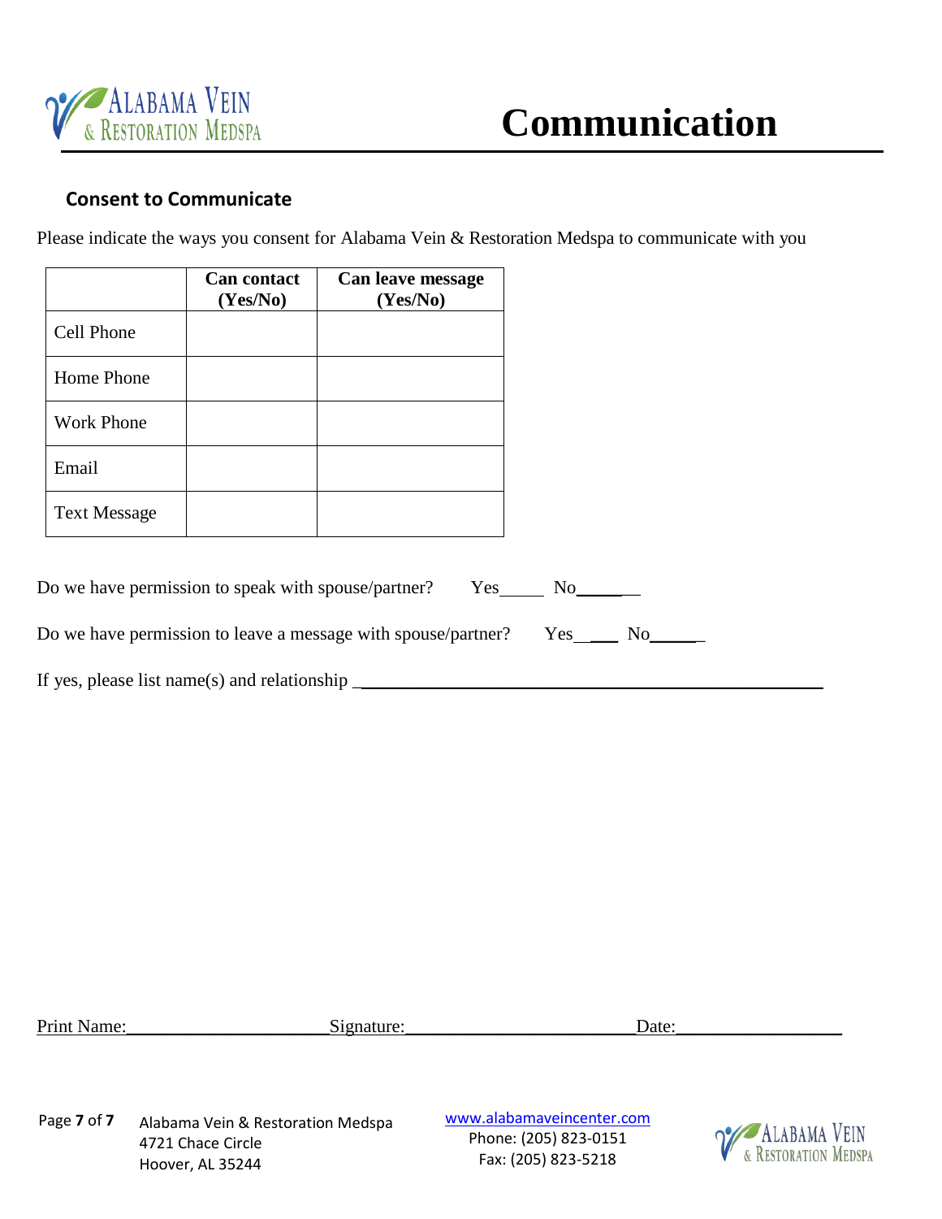# Communication

## Consent to Communicate

Please indicate the ways you consent for Alabama Vein & Restoration Medspa to communicate with you

| | Can contact (Yes/No) | Can leave message (Yes/No) |
|---|---|---|
| Cell Phone | | |
| Home Phone | | |
| Work Phone | | |
| Email | | |
| Text Message | | |

Do we have permission to speak with spouse/partner? Yes_____ No_______

Do we have permission to leave a message with spouse/partner? Yes_____ No______

If yes, please list name(s) and relationship ____________________________________________________

Print Name:______________________ Signature:_________________________ Date:__________________

Alabama Vein & Restoration Medspa
4721 Chace Circle
Hoover, AL 35244

www.alabamaveincenter.com
Phone: (205) 823-0151
Fax: (205) 823-5218